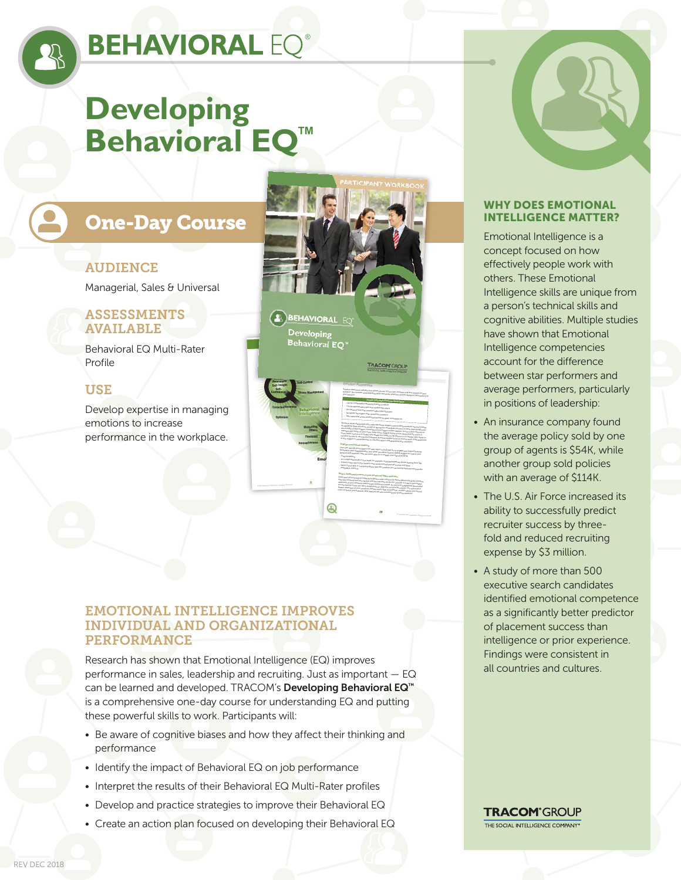# BEHAVIORAL EQ®

# Developing Behavioral EQ™

## One-Day Course

### AUDIENCE

Managerial, Sales & Universal

### ASSESSMENTS AVAILABLE

Behavioral EQ Multi-Rater Profile

### USE

Develop expertise in managing emotions to increase performance in the workplace.

### EMOTIONAL INTELLIGENCE IMPROVES INDIVIDUAL AND ORGANIZATIONAL PERFORMANCE

Research has shown that Emotional Intelligence (EQ) improves performance in sales, leadership and recruiting. Just as important — EQ can be learned and developed. TRACOM's **Developing Behavioral EQ™** is a comprehensive one-day course for understanding EQ and putting these powerful skills to work. Participants will:

- Be aware of cognitive biases and how they affect their thinking and performance
- Identify the impact of Behavioral EQ on job performance
- Interpret the results of their Behavioral EQ Multi-Rater profiles
- Develop and practice strategies to improve their Behavioral EQ
- Create an action plan focused on developing their Behavioral EQ

### WHY DOES EMOTIONAL INTELLIGENCE MATTER?

Emotional Intelligence is a concept focused on how effectively people work with others. These Emotional Intelligence skills are unique from a person's technical skills and cognitive abilities. Multiple studies have shown that Emotional Intelligence competencies account for the difference between star performers and average performers, particularly in positions of leadership:

- An insurance company found the average policy sold by one group of agents is $54K, while another group sold policies with an average of $114K.
- The U.S. Air Force increased its ability to successfully predict recruiter success by three-fold and reduced recruiting expense by $3 million.
- A study of more than 500 executive search candidates identified emotional competence as a significantly better predictor of placement success than intelligence or prior experience. Findings were consistent in all countries and cultures.

TRACOM® GROUP
THE SOCIAL INTELLIGENCE COMPANY®

REV DEC 2018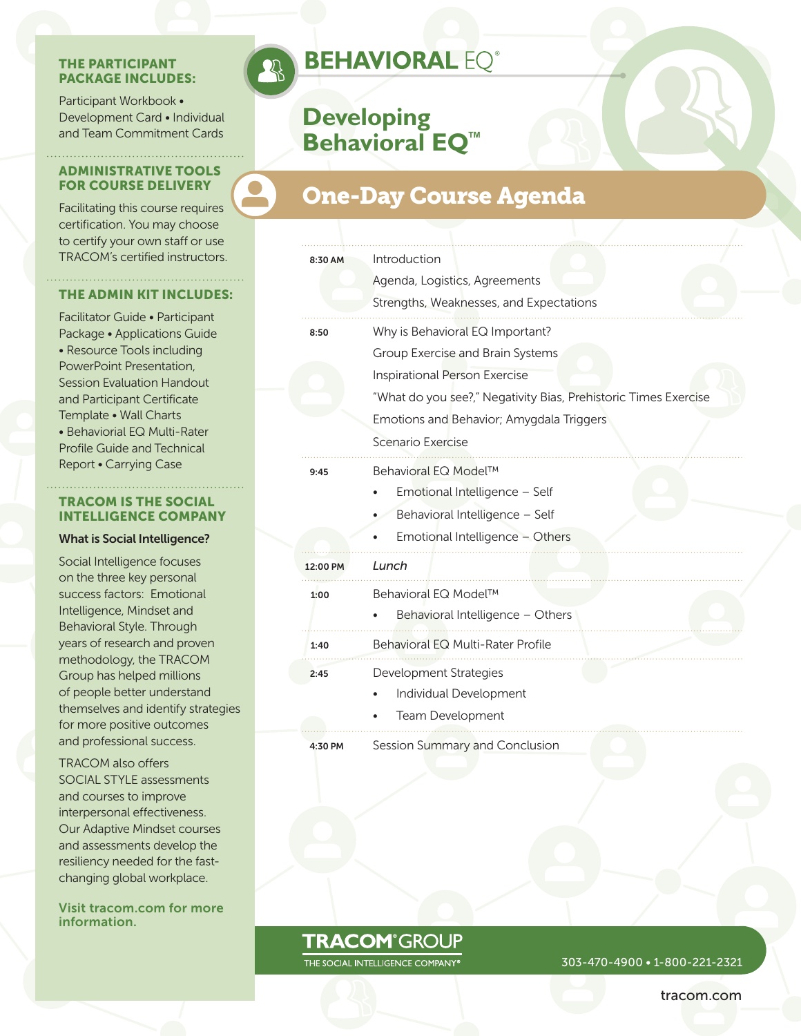# BEHAVIORAL EQ®

## Developing Behavioral EQ™

## One-Day Course Agenda

| | |
|---|---|
| **8:30 AM** | Introduction<br>Agenda, Logistics, Agreements<br>Strengths, Weaknesses, and Expectations |
| **8:50** | Why is Behavioral EQ Important?<br>Group Exercise and Brain Systems<br>Inspirational Person Exercise<br>"What do you see?," Negativity Bias, Prehistoric Times Exercise<br>Emotions and Behavior; Amygdala Triggers<br>Scenario Exercise |
| **9:45** | Behavioral EQ Model™<br>• Emotional Intelligence – Self<br>• Behavioral Intelligence – Self<br>• Emotional Intelligence – Others |
| **12:00 PM** | *Lunch* |
| **1:00** | Behavioral EQ Model™<br>• Behavioral Intelligence – Others |
| **1:40** | Behavioral EQ Multi-Rater Profile |
| **2:45** | Development Strategies<br>• Individual Development<br>• Team Development |
| **4:30 PM** | Session Summary and Conclusion |

### THE PARTICIPANT PACKAGE INCLUDES:

Participant Workbook • Development Card • Individual and Team Commitment Cards

### ADMINISTRATIVE TOOLS FOR COURSE DELIVERY

Facilitating this course requires certification. You may choose to certify your own staff or use TRACOM's certified instructors.

### THE ADMIN KIT INCLUDES:

Facilitator Guide • Participant Package • Applications Guide • Resource Tools including PowerPoint Presentation, Session Evaluation Handout and Participant Certificate Template • Wall Charts • Behaviorial EQ Multi-Rater Profile Guide and Technical Report • Carrying Case

### TRACOM IS THE SOCIAL INTELLIGENCE COMPANY

**What is Social Intelligence?**

Social Intelligence focuses on the three key personal success factors: Emotional Intelligence, Mindset and Behavioral Style. Through years of research and proven methodology, the TRACOM Group has helped millions of people better understand themselves and identify strategies for more positive outcomes and professional success.

TRACOM also offers SOCIAL STYLE assessments and courses to improve interpersonal effectiveness. Our Adaptive Mindset courses and assessments develop the resiliency needed for the fast-changing global workplace.

**Visit tracom.com for more information.**

TRACOM® GROUP
THE SOCIAL INTELLIGENCE COMPANY®

303-470-4900 • 1-800-221-2321

tracom.com